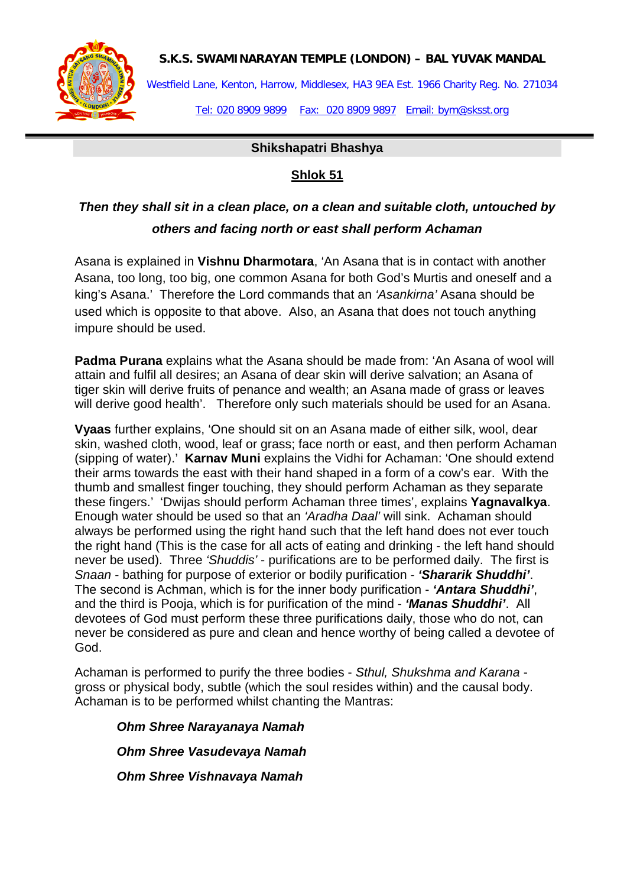**S.K.S. SWAMINARAYAN TEMPLE (LONDON) – BAL YUVAK MANDAL**

Westfield Lane, Kenton, Harrow, Middlesex, HA3 9EA Est. 1966 Charity Reg. No. 271034

Tel: 020 8909 9899 Fax: 020 8909 9897 Email: bym@sksst.org

## Shikshapatri Bhashya

### Shlok 51

***Then they shall sit in a clean place, on a clean and suitable cloth, untouched by others and facing north or east shall perform Achaman***

Asana is explained in **Vishnu Dharmotara**, 'An Asana that is in contact with another Asana, too long, too big, one common Asana for both God's Murtis and oneself and a king's Asana.' Therefore the Lord commands that an *'Asankirna'* Asana should be used which is opposite to that above. Also, an Asana that does not touch anything impure should be used.

**Padma Purana** explains what the Asana should be made from: 'An Asana of wool will attain and fulfil all desires; an Asana of dear skin will derive salvation; an Asana of tiger skin will derive fruits of penance and wealth; an Asana made of grass or leaves will derive good health'. Therefore only such materials should be used for an Asana.

**Vyaas** further explains, 'One should sit on an Asana made of either silk, wool, dear skin, washed cloth, wood, leaf or grass; face north or east, and then perform Achaman (sipping of water).' **Karnav Muni** explains the Vidhi for Achaman: 'One should extend their arms towards the east with their hand shaped in a form of a cow's ear. With the thumb and smallest finger touching, they should perform Achaman as they separate these fingers.' 'Dwijas should perform Achaman three times', explains **Yagnavalkya**. Enough water should be used so that an *'Aradha Daal'* will sink. Achaman should always be performed using the right hand such that the left hand does not ever touch the right hand (This is the case for all acts of eating and drinking - the left hand should never be used). Three *'Shuddis'* - purifications are to be performed daily. The first is *Snaan* - bathing for purpose of exterior or bodily purification - ***'Shararik Shuddhi'***. The second is Achman, which is for the inner body purification - ***'Antara Shuddhi'***, and the third is Pooja, which is for purification of the mind - ***'Manas Shuddhi'***. All devotees of God must perform these three purifications daily, those who do not, can never be considered as pure and clean and hence worthy of being called a devotee of God.

Achaman is performed to purify the three bodies - *Sthul, Shukshma and Karana* - gross or physical body, subtle (which the soul resides within) and the causal body. Achaman is to be performed whilst chanting the Mantras:

***Ohm Shree Narayanaya Namah***

***Ohm Shree Vasudevaya Namah***

***Ohm Shree Vishnavaya Namah***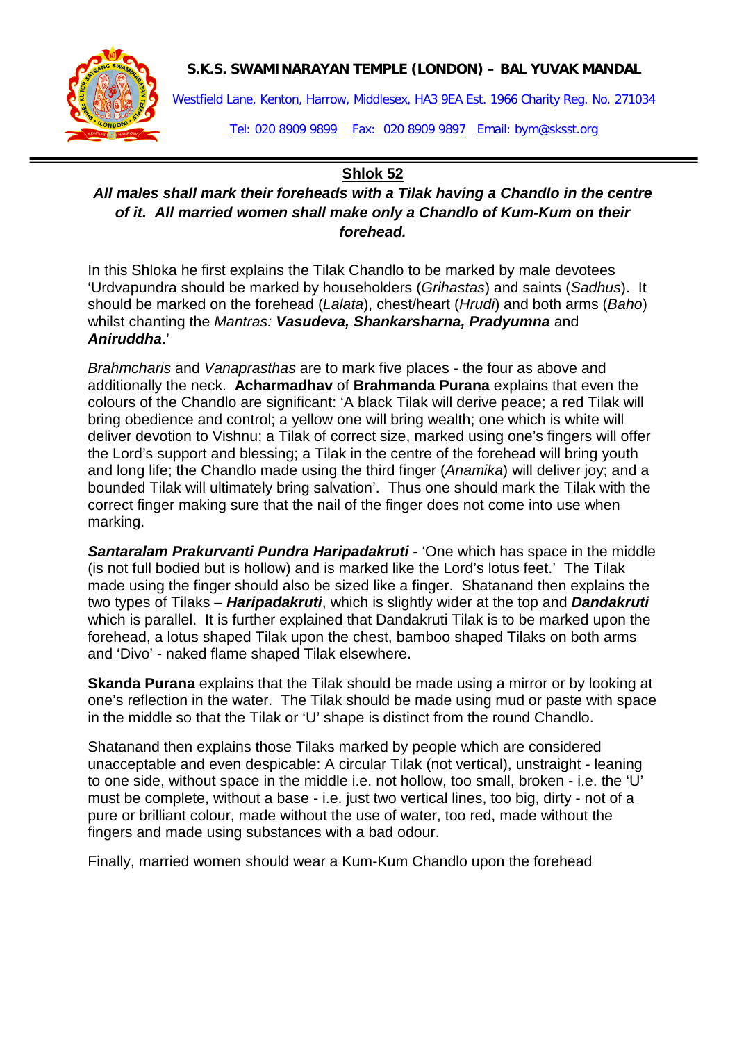**S.K.S. SWAMINARAYAN TEMPLE (LONDON) – BAL YUVAK MANDAL**

Westfield Lane, Kenton, Harrow, Middlesex, HA3 9EA Est. 1966 Charity Reg. No. 271034

Tel: 020 8909 9899 Fax: 020 8909 9897 Email: bym@sksst.org

## Shlok 52

***All males shall mark their foreheads with a Tilak having a Chandlo in the centre of it. All married women shall make only a Chandlo of Kum-Kum on their forehead.***

In this Shloka he first explains the Tilak Chandlo to be marked by male devotees 'Urdvapundra should be marked by householders (*Grihastas*) and saints (*Sadhus*). It should be marked on the forehead (*Lalata*), chest/heart (*Hrudi*) and both arms (*Baho*) whilst chanting the *Mantras:* ***Vasudeva, Shankarsharna, Pradyumna*** and ***Aniruddha***.'

*Brahmcharis* and *Vanaprasthas* are to mark five places - the four as above and additionally the neck. **Acharmadhav** of **Brahmanda Purana** explains that even the colours of the Chandlo are significant: 'A black Tilak will derive peace; a red Tilak will bring obedience and control; a yellow one will bring wealth; one which is white will deliver devotion to Vishnu; a Tilak of correct size, marked using one's fingers will offer the Lord's support and blessing; a Tilak in the centre of the forehead will bring youth and long life; the Chandlo made using the third finger (*Anamika*) will deliver joy; and a bounded Tilak will ultimately bring salvation'. Thus one should mark the Tilak with the correct finger making sure that the nail of the finger does not come into use when marking.

***Santaralam Prakurvanti Pundra Haripadakruti*** - 'One which has space in the middle (is not full bodied but is hollow) and is marked like the Lord's lotus feet.' The Tilak made using the finger should also be sized like a finger. Shatanand then explains the two types of Tilaks – ***Haripadakruti***, which is slightly wider at the top and ***Dandakruti*** which is parallel. It is further explained that Dandakruti Tilak is to be marked upon the forehead, a lotus shaped Tilak upon the chest, bamboo shaped Tilaks on both arms and 'Divo' - naked flame shaped Tilak elsewhere.

**Skanda Purana** explains that the Tilak should be made using a mirror or by looking at one's reflection in the water. The Tilak should be made using mud or paste with space in the middle so that the Tilak or 'U' shape is distinct from the round Chandlo.

Shatanand then explains those Tilaks marked by people which are considered unacceptable and even despicable: A circular Tilak (not vertical), unstraight - leaning to one side, without space in the middle i.e. not hollow, too small, broken - i.e. the 'U' must be complete, without a base - i.e. just two vertical lines, too big, dirty - not of a pure or brilliant colour, made without the use of water, too red, made without the fingers and made using substances with a bad odour.

Finally, married women should wear a Kum-Kum Chandlo upon the forehead